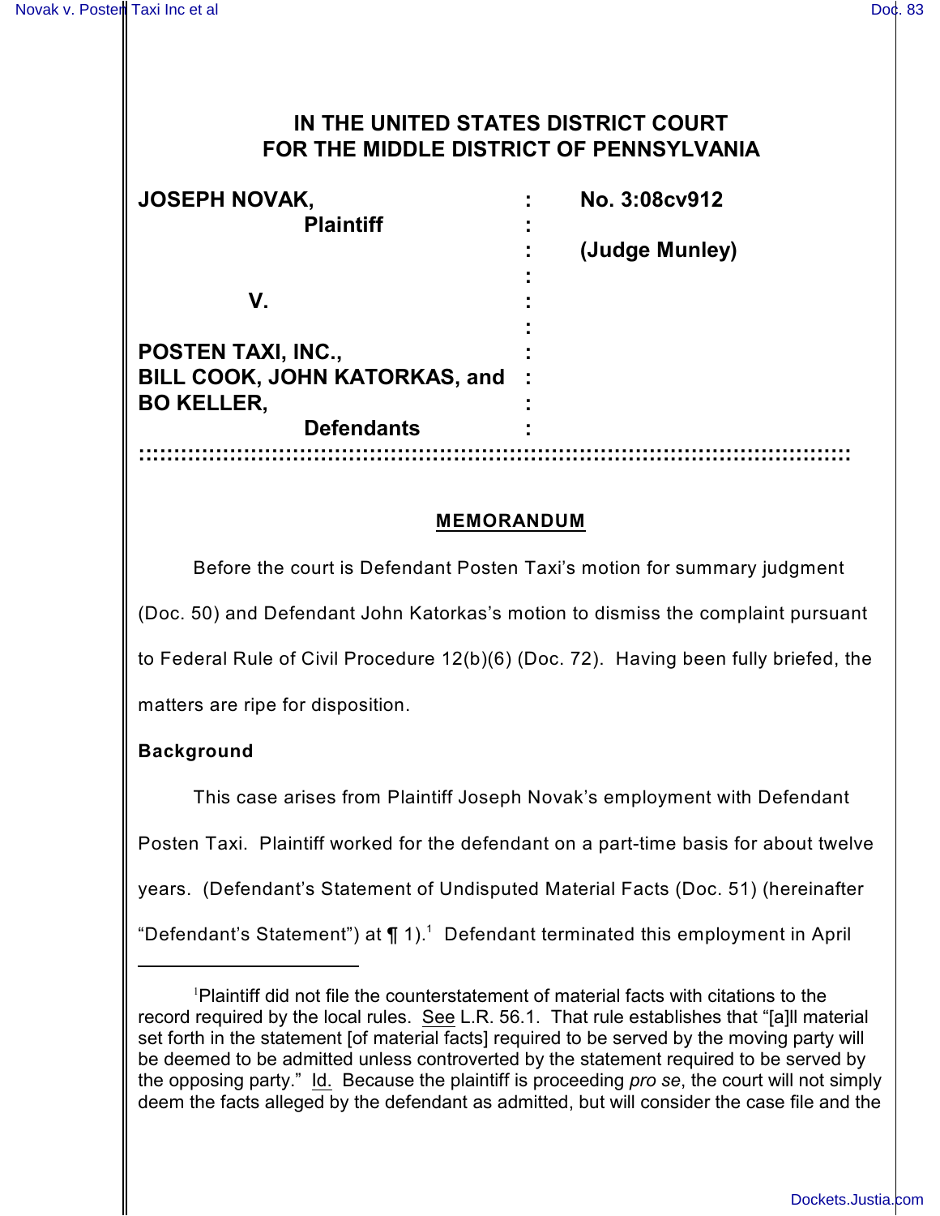# IN THE UNITED STATES DISTRICT COURT FOR THE MIDDLE DISTRICT OF PENNSYLVANIA

| | | |
|---|---|---|
| **JOSEPH NOVAK,** | : | **No. 3:08cv912** |
| **Plaintiff** | : | |
| | : | **(Judge Munley)** |
| | : | |
| **V.** | : | |
| | : | |
| **POSTEN TAXI, INC.,** | : | |
| **BILL COOK, JOHN KATORKAS, and** | : | |
| **BO KELLER,** | : | |
| **Defendants** | : | |

## MEMORANDUM

Before the court is Defendant Posten Taxi's motion for summary judgment (Doc. 50) and Defendant John Katorkas's motion to dismiss the complaint pursuant to Federal Rule of Civil Procedure 12(b)(6) (Doc. 72). Having been fully briefed, the matters are ripe for disposition.

**Background**

This case arises from Plaintiff Joseph Novak's employment with Defendant Posten Taxi. Plaintiff worked for the defendant on a part-time basis for about twelve years. (Defendant's Statement of Undisputed Material Facts (Doc. 51) (hereinafter "Defendant's Statement") at ¶ 1).[1] Defendant terminated this employment in April

[1]Plaintiff did not file the counterstatement of material facts with citations to the record required by the local rules. See L.R. 56.1. That rule establishes that "[a]ll material set forth in the statement [of material facts] required to be served by the moving party will be deemed to be admitted unless controverted by the statement required to be served by the opposing party." Id. Because the plaintiff is proceeding *pro se*, the court will not simply deem the facts alleged by the defendant as admitted, but will consider the case file and the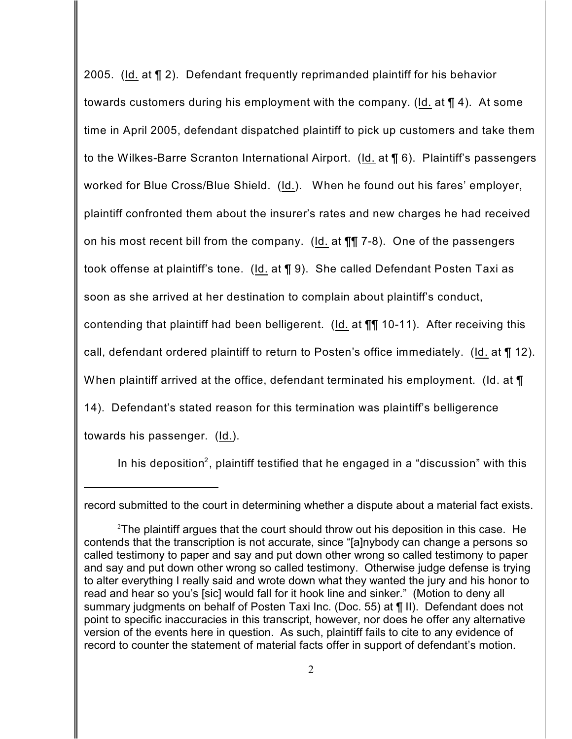2005. (Id. at ¶ 2). Defendant frequently reprimanded plaintiff for his behavior towards customers during his employment with the company. (Id. at ¶ 4). At some time in April 2005, defendant dispatched plaintiff to pick up customers and take them to the Wilkes-Barre Scranton International Airport. (Id. at ¶ 6). Plaintiff's passengers worked for Blue Cross/Blue Shield. (Id.). When he found out his fares' employer, plaintiff confronted them about the insurer's rates and new charges he had received on his most recent bill from the company. (Id. at ¶¶ 7-8). One of the passengers took offense at plaintiff's tone. (Id. at ¶ 9). She called Defendant Posten Taxi as soon as she arrived at her destination to complain about plaintiff's conduct, contending that plaintiff had been belligerent. (Id. at ¶¶ 10-11). After receiving this call, defendant ordered plaintiff to return to Posten's office immediately. (Id. at ¶ 12). When plaintiff arrived at the office, defendant terminated his employment. (Id. at ¶ 14). Defendant's stated reason for this termination was plaintiff's belligerence towards his passenger. (Id.).

In his deposition[2], plaintiff testified that he engaged in a "discussion" with this

---

record submitted to the court in determining whether a dispute about a material fact exists.

[2]The plaintiff argues that the court should throw out his deposition in this case. He contends that the transcription is not accurate, since "[a]nybody can change a persons so called testimony to paper and say and put down other wrong so called testimony to paper and say and put down other wrong so called testimony. Otherwise judge defense is trying to alter everything I really said and wrote down what they wanted the jury and his honor to read and hear so you's [sic] would fall for it hook line and sinker." (Motion to deny all summary judgments on behalf of Posten Taxi Inc. (Doc. 55) at ¶ II). Defendant does not point to specific inaccuracies in this transcript, however, nor does he offer any alternative version of the events here in question. As such, plaintiff fails to cite to any evidence of record to counter the statement of material facts offer in support of defendant's motion.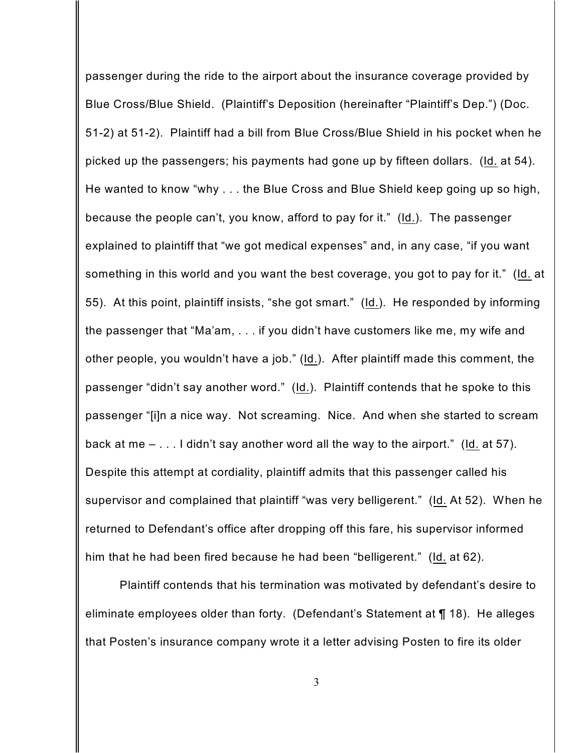passenger during the ride to the airport about the insurance coverage provided by Blue Cross/Blue Shield. (Plaintiff's Deposition (hereinafter "Plaintiff's Dep.") (Doc. 51-2) at 51-2). Plaintiff had a bill from Blue Cross/Blue Shield in his pocket when he picked up the passengers; his payments had gone up by fifteen dollars. (Id. at 54). He wanted to know "why . . . the Blue Cross and Blue Shield keep going up so high, because the people can't, you know, afford to pay for it." (Id.). The passenger explained to plaintiff that "we got medical expenses" and, in any case, "if you want something in this world and you want the best coverage, you got to pay for it." (Id. at 55). At this point, plaintiff insists, "she got smart." (Id.). He responded by informing the passenger that "Ma'am, . . . if you didn't have customers like me, my wife and other people, you wouldn't have a job." (Id.). After plaintiff made this comment, the passenger "didn't say another word." (Id.). Plaintiff contends that he spoke to this passenger "[i]n a nice way. Not screaming. Nice. And when she started to scream back at me – . . . I didn't say another word all the way to the airport." (Id. at 57). Despite this attempt at cordiality, plaintiff admits that this passenger called his supervisor and complained that plaintiff "was very belligerent." (Id. At 52). When he returned to Defendant's office after dropping off this fare, his supervisor informed him that he had been fired because he had been "belligerent." (Id. at 62).

Plaintiff contends that his termination was motivated by defendant's desire to eliminate employees older than forty. (Defendant's Statement at ¶ 18). He alleges that Posten's insurance company wrote it a letter advising Posten to fire its older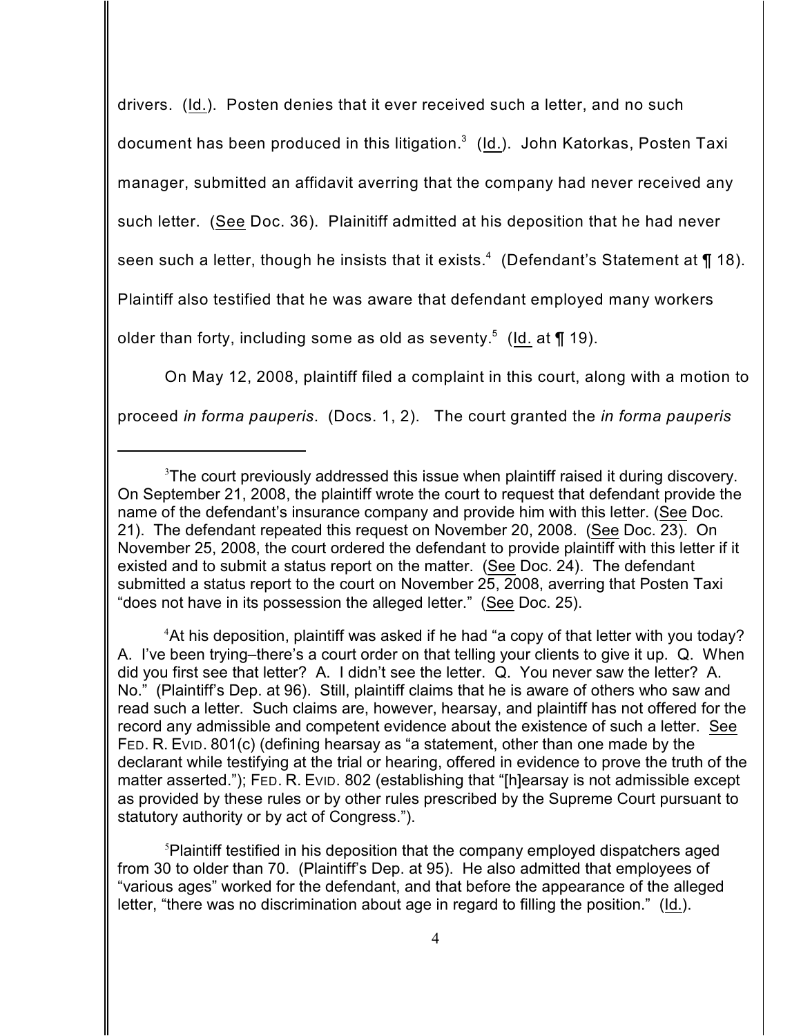drivers. (Id.). Posten denies that it ever received such a letter, and no such document has been produced in this litigation.[3] (Id.). John Katorkas, Posten Taxi manager, submitted an affidavit averring that the company had never received any such letter. (See Doc. 36). Plainitiff admitted at his deposition that he had never seen such a letter, though he insists that it exists.[4] (Defendant's Statement at ¶ 18). Plaintiff also testified that he was aware that defendant employed many workers older than forty, including some as old as seventy.[5] (Id. at ¶ 19).

On May 12, 2008, plaintiff filed a complaint in this court, along with a motion to proceed *in forma pauperis*. (Docs. 1, 2). The court granted the *in forma pauperis*

---

[3] The court previously addressed this issue when plaintiff raised it during discovery. On September 21, 2008, the plaintiff wrote the court to request that defendant provide the name of the defendant's insurance company and provide him with this letter. (See Doc. 21). The defendant repeated this request on November 20, 2008. (See Doc. 23). On November 25, 2008, the court ordered the defendant to provide plaintiff with this letter if it existed and to submit a status report on the matter. (See Doc. 24). The defendant submitted a status report to the court on November 25, 2008, averring that Posten Taxi "does not have in its possession the alleged letter." (See Doc. 25).

[4] At his deposition, plaintiff was asked if he had "a copy of that letter with you today? A. I've been trying–there's a court order on that telling your clients to give it up. Q. When did you first see that letter? A. I didn't see the letter. Q. You never saw the letter? A. No." (Plaintiff's Dep. at 96). Still, plaintiff claims that he is aware of others who saw and read such a letter. Such claims are, however, hearsay, and plaintiff has not offered for the record any admissible and competent evidence about the existence of such a letter. See FED. R. EVID. 801(c) (defining hearsay as "a statement, other than one made by the declarant while testifying at the trial or hearing, offered in evidence to prove the truth of the matter asserted."); FED. R. EVID. 802 (establishing that "[h]earsay is not admissible except as provided by these rules or by other rules prescribed by the Supreme Court pursuant to statutory authority or by act of Congress.").

[5] Plaintiff testified in his deposition that the company employed dispatchers aged from 30 to older than 70. (Plaintiff's Dep. at 95). He also admitted that employees of "various ages" worked for the defendant, and that before the appearance of the alleged letter, "there was no discrimination about age in regard to filling the position." (Id.).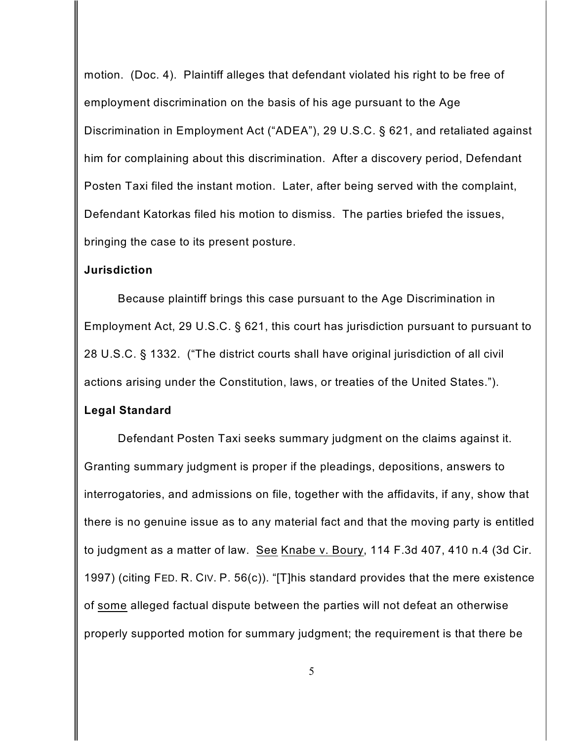motion. (Doc. 4). Plaintiff alleges that defendant violated his right to be free of employment discrimination on the basis of his age pursuant to the Age Discrimination in Employment Act ("ADEA"), 29 U.S.C. § 621, and retaliated against him for complaining about this discrimination. After a discovery period, Defendant Posten Taxi filed the instant motion. Later, after being served with the complaint, Defendant Katorkas filed his motion to dismiss. The parties briefed the issues, bringing the case to its present posture.

**Jurisdiction**

Because plaintiff brings this case pursuant to the Age Discrimination in Employment Act, 29 U.S.C. § 621, this court has jurisdiction pursuant to pursuant to 28 U.S.C. § 1332. ("The district courts shall have original jurisdiction of all civil actions arising under the Constitution, laws, or treaties of the United States.").

**Legal Standard**

Defendant Posten Taxi seeks summary judgment on the claims against it. Granting summary judgment is proper if the pleadings, depositions, answers to interrogatories, and admissions on file, together with the affidavits, if any, show that there is no genuine issue as to any material fact and that the moving party is entitled to judgment as a matter of law. See Knabe v. Boury, 114 F.3d 407, 410 n.4 (3d Cir. 1997) (citing FED. R. CIV. P. 56(c)). "[T]his standard provides that the mere existence of some alleged factual dispute between the parties will not defeat an otherwise properly supported motion for summary judgment; the requirement is that there be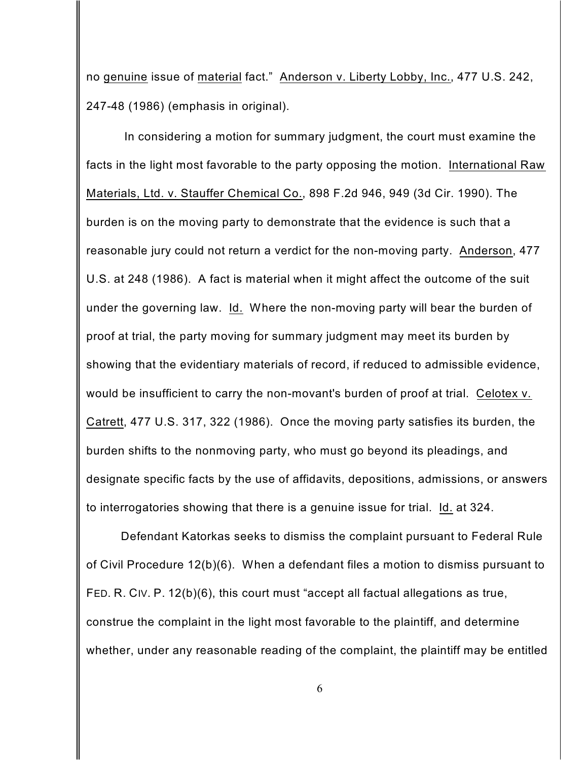no genuine issue of material fact." Anderson v. Liberty Lobby, Inc., 477 U.S. 242, 247-48 (1986) (emphasis in original).

In considering a motion for summary judgment, the court must examine the facts in the light most favorable to the party opposing the motion. International Raw Materials, Ltd. v. Stauffer Chemical Co., 898 F.2d 946, 949 (3d Cir. 1990). The burden is on the moving party to demonstrate that the evidence is such that a reasonable jury could not return a verdict for the non-moving party. Anderson, 477 U.S. at 248 (1986). A fact is material when it might affect the outcome of the suit under the governing law. Id. Where the non-moving party will bear the burden of proof at trial, the party moving for summary judgment may meet its burden by showing that the evidentiary materials of record, if reduced to admissible evidence, would be insufficient to carry the non-movant's burden of proof at trial. Celotex v. Catrett, 477 U.S. 317, 322 (1986). Once the moving party satisfies its burden, the burden shifts to the nonmoving party, who must go beyond its pleadings, and designate specific facts by the use of affidavits, depositions, admissions, or answers to interrogatories showing that there is a genuine issue for trial. Id. at 324.

Defendant Katorkas seeks to dismiss the complaint pursuant to Federal Rule of Civil Procedure 12(b)(6). When a defendant files a motion to dismiss pursuant to FED. R. CIV. P. 12(b)(6), this court must "accept all factual allegations as true, construe the complaint in the light most favorable to the plaintiff, and determine whether, under any reasonable reading of the complaint, the plaintiff may be entitled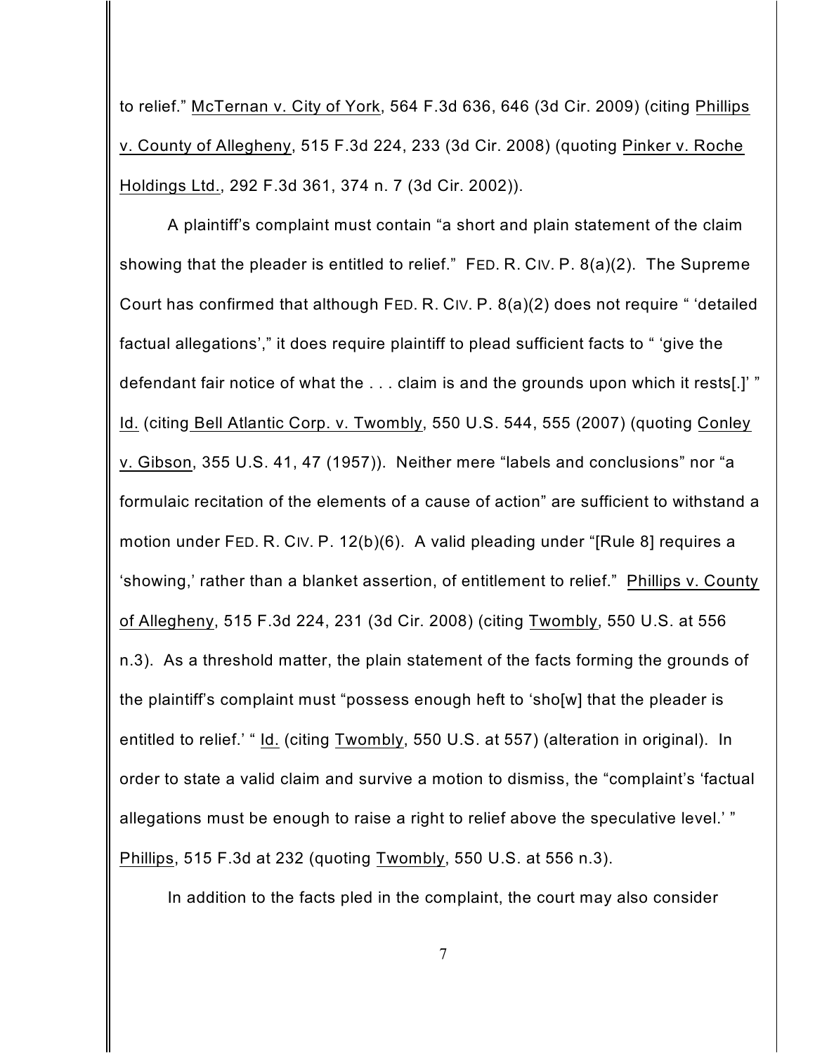to relief." McTernan v. City of York, 564 F.3d 636, 646 (3d Cir. 2009) (citing Phillips v. County of Allegheny, 515 F.3d 224, 233 (3d Cir. 2008) (quoting Pinker v. Roche Holdings Ltd., 292 F.3d 361, 374 n. 7 (3d Cir. 2002)).

A plaintiff's complaint must contain "a short and plain statement of the claim showing that the pleader is entitled to relief." FED. R. CIV. P. 8(a)(2). The Supreme Court has confirmed that although FED. R. CIV. P. 8(a)(2) does not require " 'detailed factual allegations'," it does require plaintiff to plead sufficient facts to " 'give the defendant fair notice of what the . . . claim is and the grounds upon which it rests[.]' " Id. (citing Bell Atlantic Corp. v. Twombly, 550 U.S. 544, 555 (2007) (quoting Conley v. Gibson, 355 U.S. 41, 47 (1957)). Neither mere "labels and conclusions" nor "a formulaic recitation of the elements of a cause of action" are sufficient to withstand a motion under FED. R. CIV. P. 12(b)(6). A valid pleading under "[Rule 8] requires a 'showing,' rather than a blanket assertion, of entitlement to relief." Phillips v. County of Allegheny, 515 F.3d 224, 231 (3d Cir. 2008) (citing Twombly, 550 U.S. at 556 n.3). As a threshold matter, the plain statement of the facts forming the grounds of the plaintiff's complaint must "possess enough heft to 'sho[w] that the pleader is entitled to relief.' " Id. (citing Twombly, 550 U.S. at 557) (alteration in original). In order to state a valid claim and survive a motion to dismiss, the "complaint's 'factual allegations must be enough to raise a right to relief above the speculative level.' " Phillips, 515 F.3d at 232 (quoting Twombly, 550 U.S. at 556 n.3).

In addition to the facts pled in the complaint, the court may also consider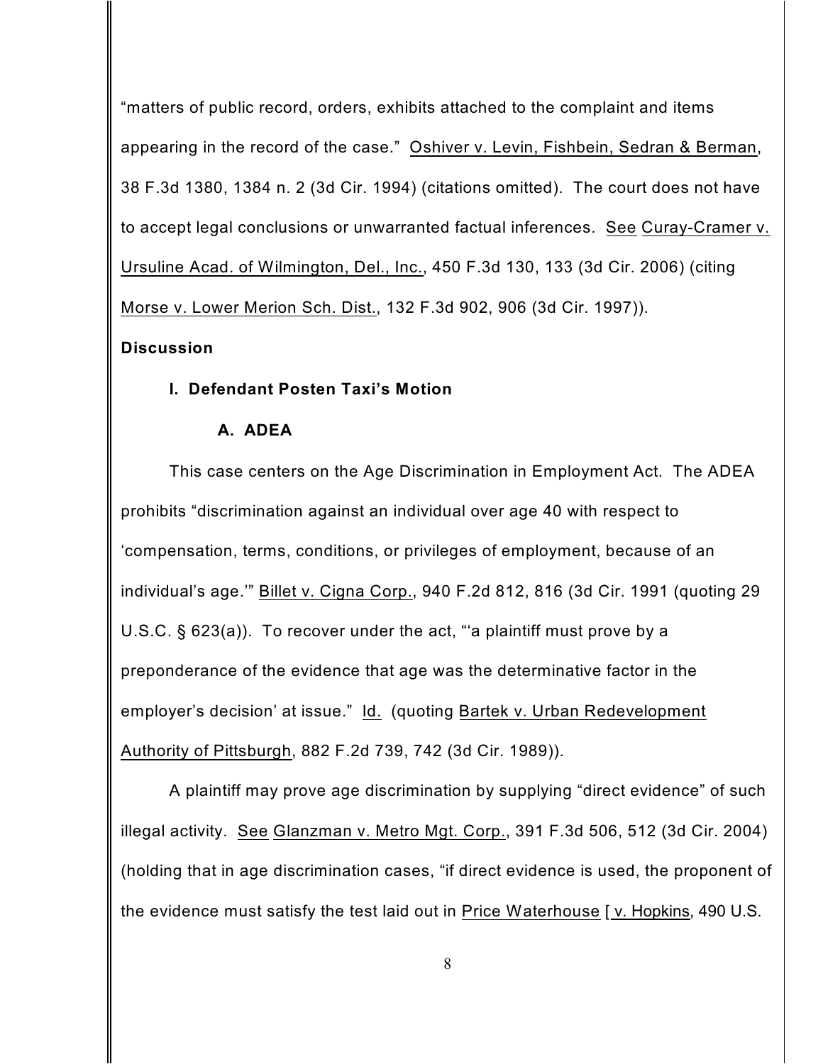"matters of public record, orders, exhibits attached to the complaint and items appearing in the record of the case." Oshiver v. Levin, Fishbein, Sedran & Berman, 38 F.3d 1380, 1384 n. 2 (3d Cir. 1994) (citations omitted). The court does not have to accept legal conclusions or unwarranted factual inferences. See Curay-Cramer v. Ursuline Acad. of Wilmington, Del., Inc., 450 F.3d 130, 133 (3d Cir. 2006) (citing Morse v. Lower Merion Sch. Dist., 132 F.3d 902, 906 (3d Cir. 1997)).

**Discussion**

**I. Defendant Posten Taxi's Motion**

**A. ADEA**

This case centers on the Age Discrimination in Employment Act. The ADEA prohibits "discrimination against an individual over age 40 with respect to 'compensation, terms, conditions, or privileges of employment, because of an individual's age.'" Billet v. Cigna Corp., 940 F.2d 812, 816 (3d Cir. 1991 (quoting 29 U.S.C. § 623(a)). To recover under the act, "'a plaintiff must prove by a preponderance of the evidence that age was the determinative factor in the employer's decision' at issue." Id. (quoting Bartek v. Urban Redevelopment Authority of Pittsburgh, 882 F.2d 739, 742 (3d Cir. 1989)).

A plaintiff may prove age discrimination by supplying "direct evidence" of such illegal activity. See Glanzman v. Metro Mgt. Corp., 391 F.3d 506, 512 (3d Cir. 2004) (holding that in age discrimination cases, "if direct evidence is used, the proponent of the evidence must satisfy the test laid out in Price Waterhouse [ v. Hopkins, 490 U.S.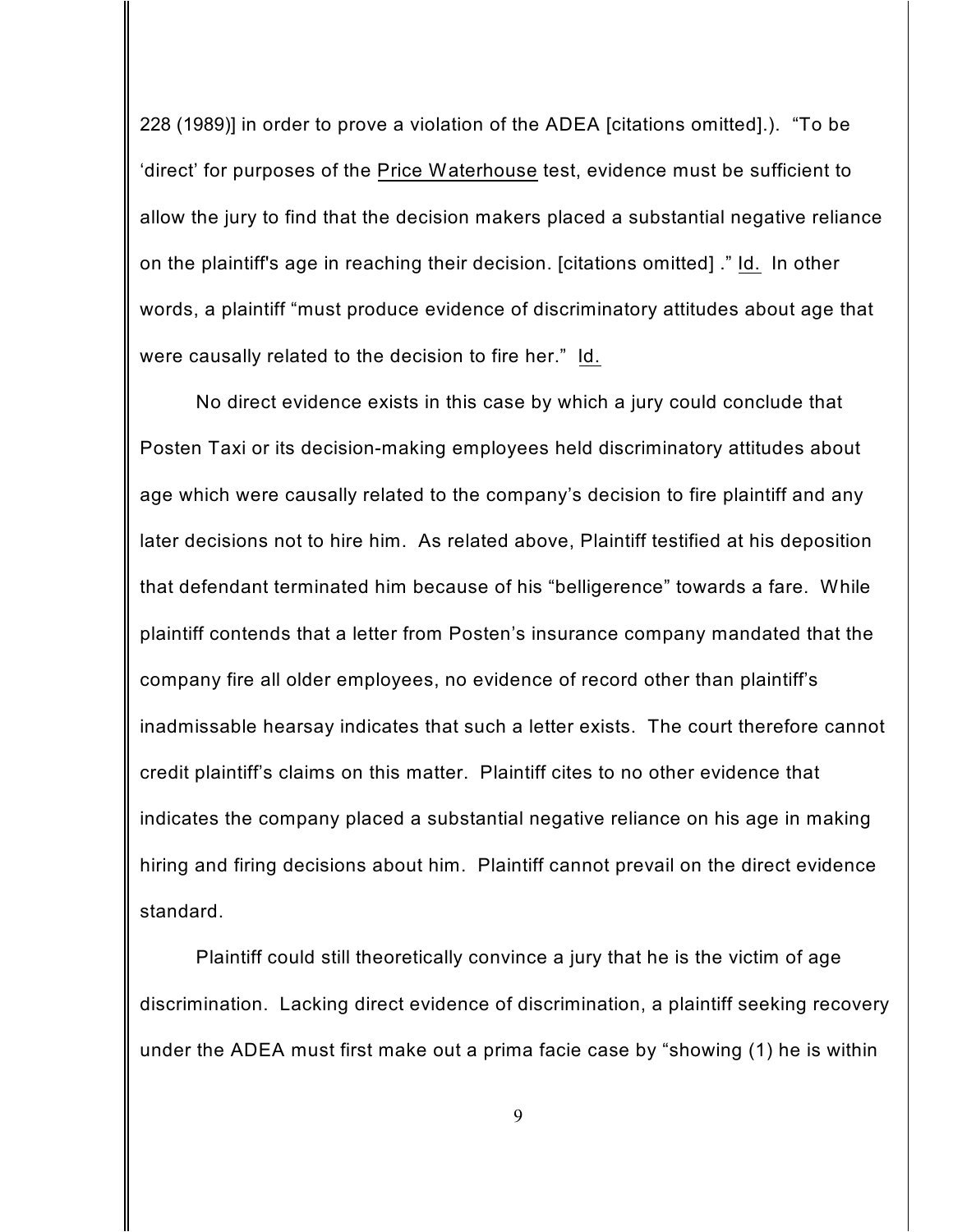228 (1989)] in order to prove a violation of the ADEA [citations omitted].). "To be 'direct' for purposes of the Price Waterhouse test, evidence must be sufficient to allow the jury to find that the decision makers placed a substantial negative reliance on the plaintiff's age in reaching their decision. [citations omitted] ." Id. In other words, a plaintiff "must produce evidence of discriminatory attitudes about age that were causally related to the decision to fire her." Id.

No direct evidence exists in this case by which a jury could conclude that Posten Taxi or its decision-making employees held discriminatory attitudes about age which were causally related to the company's decision to fire plaintiff and any later decisions not to hire him. As related above, Plaintiff testified at his deposition that defendant terminated him because of his "belligerence" towards a fare. While plaintiff contends that a letter from Posten's insurance company mandated that the company fire all older employees, no evidence of record other than plaintiff's inadmissable hearsay indicates that such a letter exists. The court therefore cannot credit plaintiff's claims on this matter. Plaintiff cites to no other evidence that indicates the company placed a substantial negative reliance on his age in making hiring and firing decisions about him. Plaintiff cannot prevail on the direct evidence standard.

Plaintiff could still theoretically convince a jury that he is the victim of age discrimination. Lacking direct evidence of discrimination, a plaintiff seeking recovery under the ADEA must first make out a prima facie case by "showing (1) he is within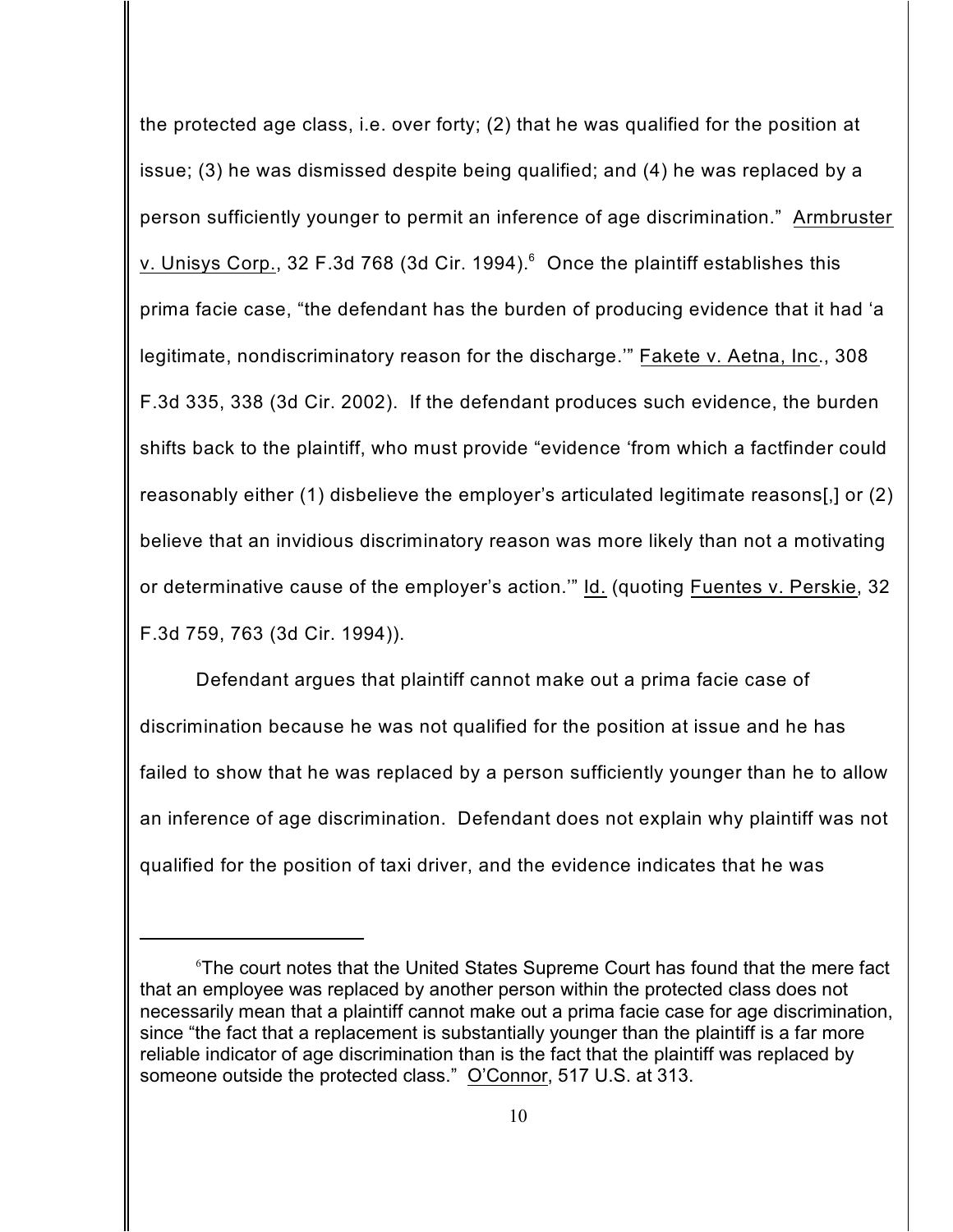the protected age class, i.e. over forty; (2) that he was qualified for the position at issue; (3) he was dismissed despite being qualified; and (4) he was replaced by a person sufficiently younger to permit an inference of age discrimination." Armbruster v. Unisys Corp., 32 F.3d 768 (3d Cir. 1994).[6] Once the plaintiff establishes this prima facie case, "the defendant has the burden of producing evidence that it had 'a legitimate, nondiscriminatory reason for the discharge.'" Fakete v. Aetna, Inc., 308 F.3d 335, 338 (3d Cir. 2002). If the defendant produces such evidence, the burden shifts back to the plaintiff, who must provide "evidence 'from which a factfinder could reasonably either (1) disbelieve the employer's articulated legitimate reasons[,] or (2) believe that an invidious discriminatory reason was more likely than not a motivating or determinative cause of the employer's action.'" Id. (quoting Fuentes v. Perskie, 32 F.3d 759, 763 (3d Cir. 1994)).

Defendant argues that plaintiff cannot make out a prima facie case of discrimination because he was not qualified for the position at issue and he has failed to show that he was replaced by a person sufficiently younger than he to allow an inference of age discrimination. Defendant does not explain why plaintiff was not qualified for the position of taxi driver, and the evidence indicates that he was

---

[6] The court notes that the United States Supreme Court has found that the mere fact that an employee was replaced by another person within the protected class does not necessarily mean that a plaintiff cannot make out a prima facie case for age discrimination, since "the fact that a replacement is substantially younger than the plaintiff is a far more reliable indicator of age discrimination than is the fact that the plaintiff was replaced by someone outside the protected class." O'Connor, 517 U.S. at 313.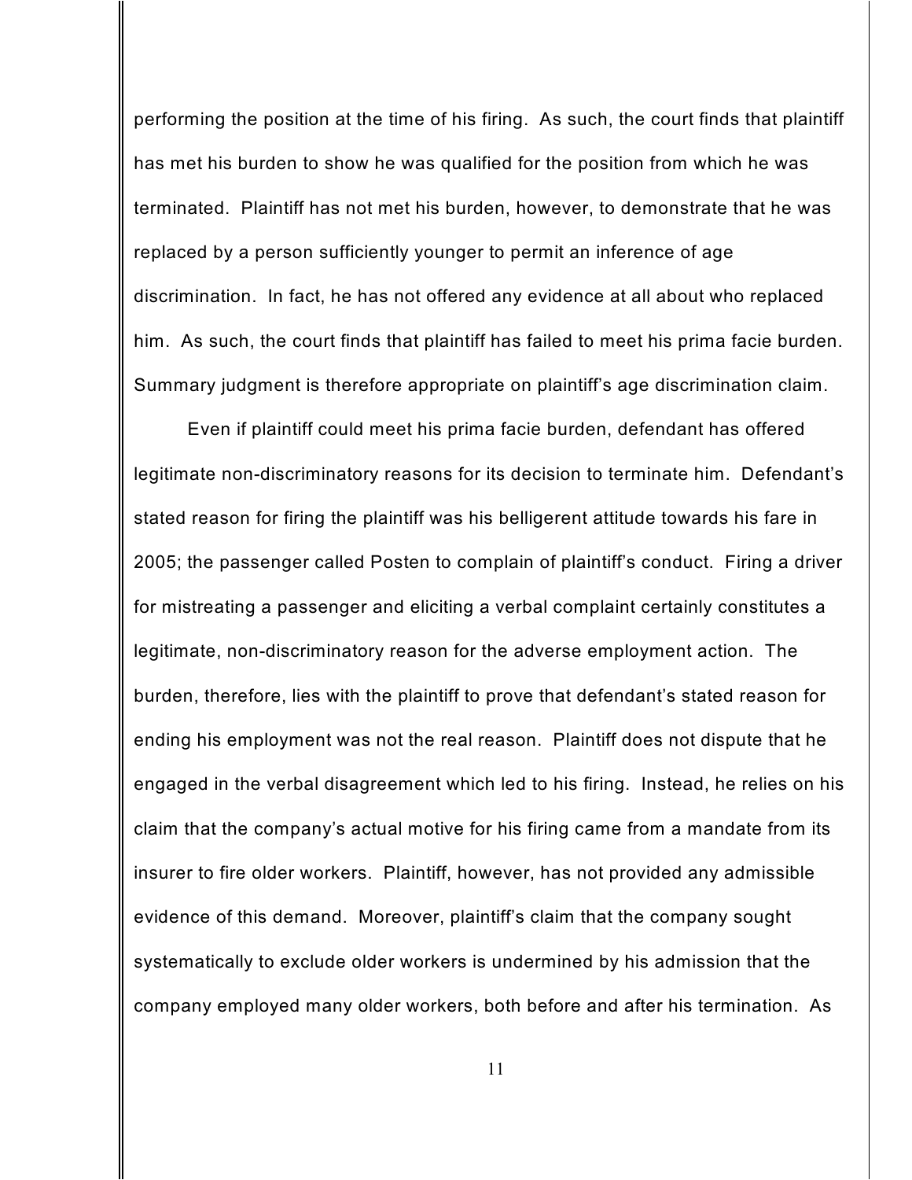performing the position at the time of his firing. As such, the court finds that plaintiff has met his burden to show he was qualified for the position from which he was terminated. Plaintiff has not met his burden, however, to demonstrate that he was replaced by a person sufficiently younger to permit an inference of age discrimination. In fact, he has not offered any evidence at all about who replaced him. As such, the court finds that plaintiff has failed to meet his prima facie burden. Summary judgment is therefore appropriate on plaintiff's age discrimination claim.

Even if plaintiff could meet his prima facie burden, defendant has offered legitimate non-discriminatory reasons for its decision to terminate him. Defendant's stated reason for firing the plaintiff was his belligerent attitude towards his fare in 2005; the passenger called Posten to complain of plaintiff's conduct. Firing a driver for mistreating a passenger and eliciting a verbal complaint certainly constitutes a legitimate, non-discriminatory reason for the adverse employment action. The burden, therefore, lies with the plaintiff to prove that defendant's stated reason for ending his employment was not the real reason. Plaintiff does not dispute that he engaged in the verbal disagreement which led to his firing. Instead, he relies on his claim that the company's actual motive for his firing came from a mandate from its insurer to fire older workers. Plaintiff, however, has not provided any admissible evidence of this demand. Moreover, plaintiff's claim that the company sought systematically to exclude older workers is undermined by his admission that the company employed many older workers, both before and after his termination. As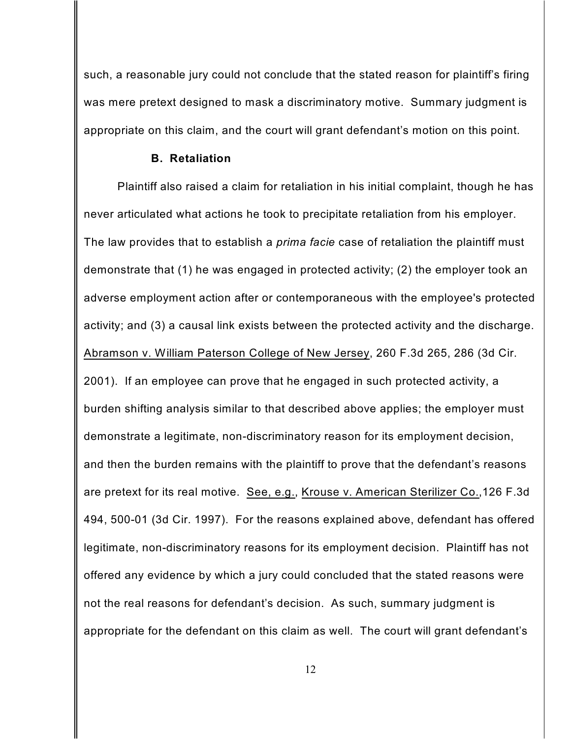such, a reasonable jury could not conclude that the stated reason for plaintiff's firing was mere pretext designed to mask a discriminatory motive. Summary judgment is appropriate on this claim, and the court will grant defendant's motion on this point.

### B. Retaliation

Plaintiff also raised a claim for retaliation in his initial complaint, though he has never articulated what actions he took to precipitate retaliation from his employer. The law provides that to establish a *prima facie* case of retaliation the plaintiff must demonstrate that (1) he was engaged in protected activity; (2) the employer took an adverse employment action after or contemporaneous with the employee's protected activity; and (3) a causal link exists between the protected activity and the discharge. Abramson v. William Paterson College of New Jersey, 260 F.3d 265, 286 (3d Cir. 2001). If an employee can prove that he engaged in such protected activity, a burden shifting analysis similar to that described above applies; the employer must demonstrate a legitimate, non-discriminatory reason for its employment decision, and then the burden remains with the plaintiff to prove that the defendant's reasons are pretext for its real motive. See, e.g., Krouse v. American Sterilizer Co.,126 F.3d 494, 500-01 (3d Cir. 1997). For the reasons explained above, defendant has offered legitimate, non-discriminatory reasons for its employment decision. Plaintiff has not offered any evidence by which a jury could concluded that the stated reasons were not the real reasons for defendant's decision. As such, summary judgment is appropriate for the defendant on this claim as well. The court will grant defendant's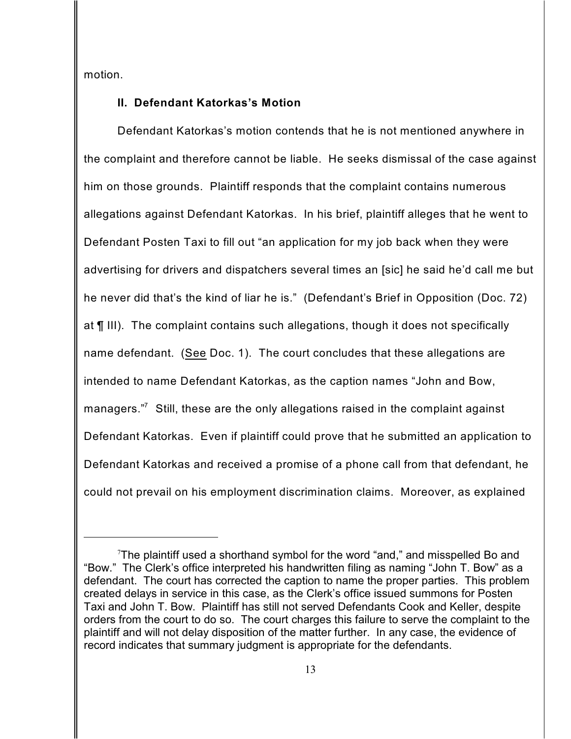motion.

**II. Defendant Katorkas's Motion**

Defendant Katorkas's motion contends that he is not mentioned anywhere in the complaint and therefore cannot be liable. He seeks dismissal of the case against him on those grounds. Plaintiff responds that the complaint contains numerous allegations against Defendant Katorkas. In his brief, plaintiff alleges that he went to Defendant Posten Taxi to fill out "an application for my job back when they were advertising for drivers and dispatchers several times an [sic] he said he'd call me but he never did that's the kind of liar he is." (Defendant's Brief in Opposition (Doc. 72) at ¶ III). The complaint contains such allegations, though it does not specifically name defendant. (<u>See</u> Doc. 1). The court concludes that these allegations are intended to name Defendant Katorkas, as the caption names "John and Bow, managers."[7] Still, these are the only allegations raised in the complaint against Defendant Katorkas. Even if plaintiff could prove that he submitted an application to Defendant Katorkas and received a promise of a phone call from that defendant, he could not prevail on his employment discrimination claims. Moreover, as explained

---

[7]The plaintiff used a shorthand symbol for the word "and," and misspelled Bo and "Bow." The Clerk's office interpreted his handwritten filing as naming "John T. Bow" as a defendant. The court has corrected the caption to name the proper parties. This problem created delays in service in this case, as the Clerk's office issued summons for Posten Taxi and John T. Bow. Plaintiff has still not served Defendants Cook and Keller, despite orders from the court to do so. The court charges this failure to serve the complaint to the plaintiff and will not delay disposition of the matter further. In any case, the evidence of record indicates that summary judgment is appropriate for the defendants.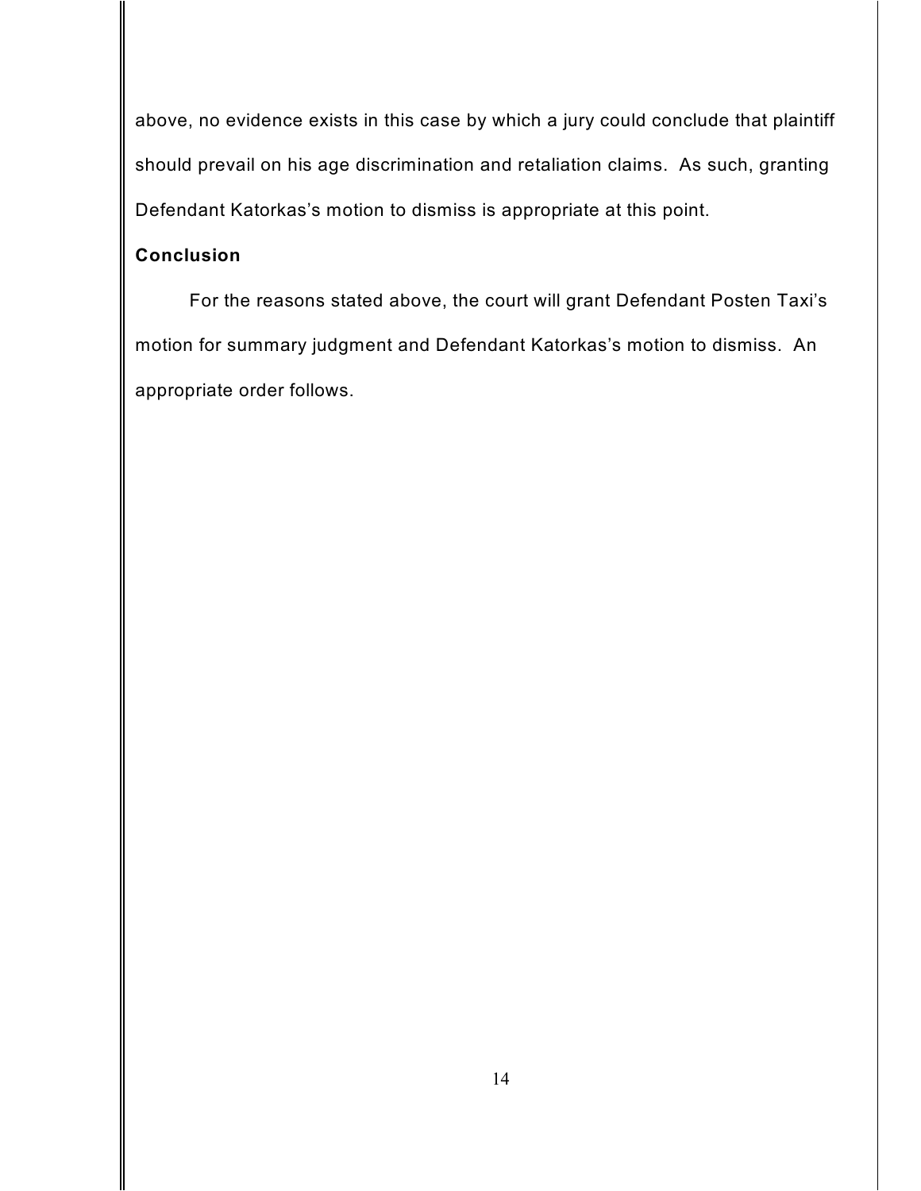above, no evidence exists in this case by which a jury could conclude that plaintiff should prevail on his age discrimination and retaliation claims. As such, granting Defendant Katorkas's motion to dismiss is appropriate at this point.

**Conclusion**

For the reasons stated above, the court will grant Defendant Posten Taxi's motion for summary judgment and Defendant Katorkas's motion to dismiss. An appropriate order follows.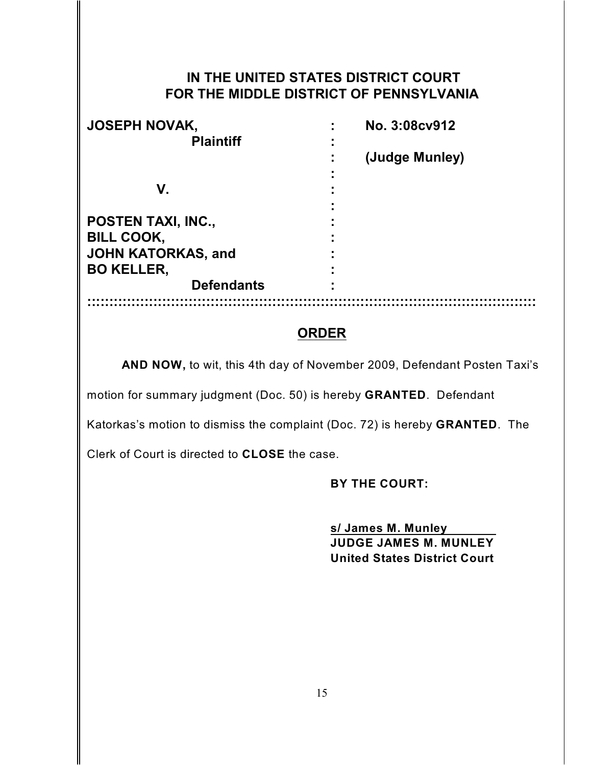# IN THE UNITED STATES DISTRICT COURT
# FOR THE MIDDLE DISTRICT OF PENNSYLVANIA

| | | |
|---|---|---|
| **JOSEPH NOVAK,** | : | **No. 3:08cv912** |
| **Plaintiff** | : | |
| | : | **(Judge Munley)** |
| | : | |
| **v.** | : | |
| | : | |
| **POSTEN TAXI, INC.,** | : | |
| **BILL COOK,** | : | |
| **JOHN KATORKAS, and** | : | |
| **BO KELLER,** | : | |
| **Defendants** | : | |

::::::::::::::::::::::::::::::::::::::::::::::::::::::::::::::::::::::::::::::::::::::::::::::::

## ORDER

**AND NOW,** to wit, this 4th day of November 2009, Defendant Posten Taxi's motion for summary judgment (Doc. 50) is hereby **GRANTED**. Defendant Katorkas's motion to dismiss the complaint (Doc. 72) is hereby **GRANTED**. The Clerk of Court is directed to **CLOSE** the case.

**BY THE COURT:**

**s/ James M. Munley**
**JUDGE JAMES M. MUNLEY**
**United States District Court**